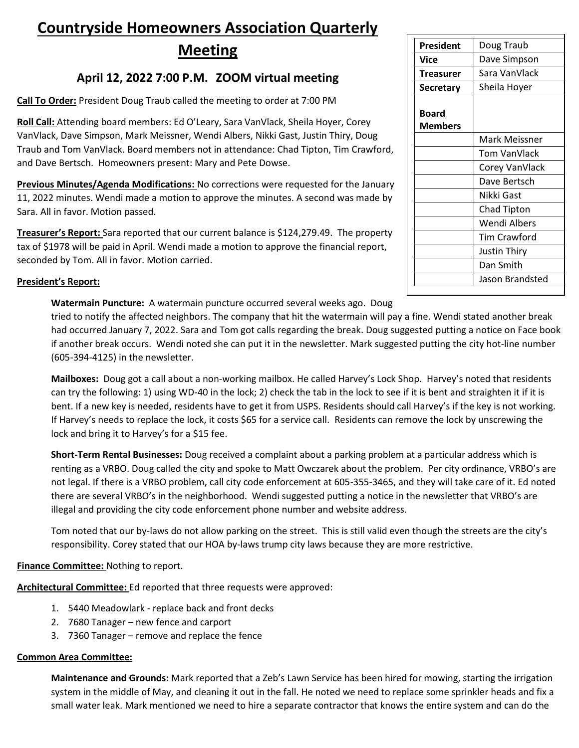# Countryside Homeowners Association Quarterly Meeting

## April 12, 2022 7:00 P.M. ZOOM virtual meeting

| | |
|---|---|
| **President** | Doug Traub |
| **Vice** | Dave Simpson |
| **Treasurer** | Sara VanVlack |
| **Secretary** | Sheila Hoyer |
| **Board Members** | |
| | Mark Meissner |
| | Tom VanVlack |
| | Corey VanVlack |
| | Dave Bertsch |
| | Nikki Gast |
| | Chad Tipton |
| | Wendi Albers |
| | Tim Crawford |
| | Justin Thiry |
| | Dan Smith |
| | Jason Brandsted |

**Call To Order:** President Doug Traub called the meeting to order at 7:00 PM

**Roll Call:** Attending board members: Ed O'Leary, Sara VanVlack, Sheila Hoyer, Corey VanVlack, Dave Simpson, Mark Meissner, Wendi Albers, Nikki Gast, Justin Thiry, Doug Traub and Tom VanVlack. Board members not in attendance: Chad Tipton, Tim Crawford, and Dave Bertsch. Homeowners present: Mary and Pete Dowse.

**Previous Minutes/Agenda Modifications:** No corrections were requested for the January 11, 2022 minutes. Wendi made a motion to approve the minutes. A second was made by Sara. All in favor. Motion passed.

**Treasurer's Report:** Sara reported that our current balance is $124,279.49. The property tax of $1978 will be paid in April. Wendi made a motion to approve the financial report, seconded by Tom. All in favor. Motion carried.

**President's Report:**

**Watermain Puncture:** A watermain puncture occurred several weeks ago. Doug tried to notify the affected neighbors. The company that hit the watermain will pay a fine. Wendi stated another break had occurred January 7, 2022. Sara and Tom got calls regarding the break. Doug suggested putting a notice on Face book if another break occurs. Wendi noted she can put it in the newsletter. Mark suggested putting the city hot-line number (605-394-4125) in the newsletter.

**Mailboxes:** Doug got a call about a non-working mailbox. He called Harvey's Lock Shop. Harvey's noted that residents can try the following: 1) using WD-40 in the lock; 2) check the tab in the lock to see if it is bent and straighten it if it is bent. If a new key is needed, residents have to get it from USPS. Residents should call Harvey's if the key is not working. If Harvey's needs to replace the lock, it costs $65 for a service call. Residents can remove the lock by unscrewing the lock and bring it to Harvey's for a $15 fee.

**Short-Term Rental Businesses:** Doug received a complaint about a parking problem at a particular address which is renting as a VRBO. Doug called the city and spoke to Matt Owczarek about the problem. Per city ordinance, VRBO's are not legal. If there is a VRBO problem, call city code enforcement at 605-355-3465, and they will take care of it. Ed noted there are several VRBO's in the neighborhood. Wendi suggested putting a notice in the newsletter that VRBO's are illegal and providing the city code enforcement phone number and website address.

Tom noted that our by-laws do not allow parking on the street. This is still valid even though the streets are the city's responsibility. Corey stated that our HOA by-laws trump city laws because they are more restrictive.

**Finance Committee:** Nothing to report.

**Architectural Committee:** Ed reported that three requests were approved:

1. 5440 Meadowlark - replace back and front decks
2. 7680 Tanager – new fence and carport
3. 7360 Tanager – remove and replace the fence

**Common Area Committee:**

**Maintenance and Grounds:** Mark reported that a Zeb's Lawn Service has been hired for mowing, starting the irrigation system in the middle of May, and cleaning it out in the fall. He noted we need to replace some sprinkler heads and fix a small water leak. Mark mentioned we need to hire a separate contractor that knows the entire system and can do the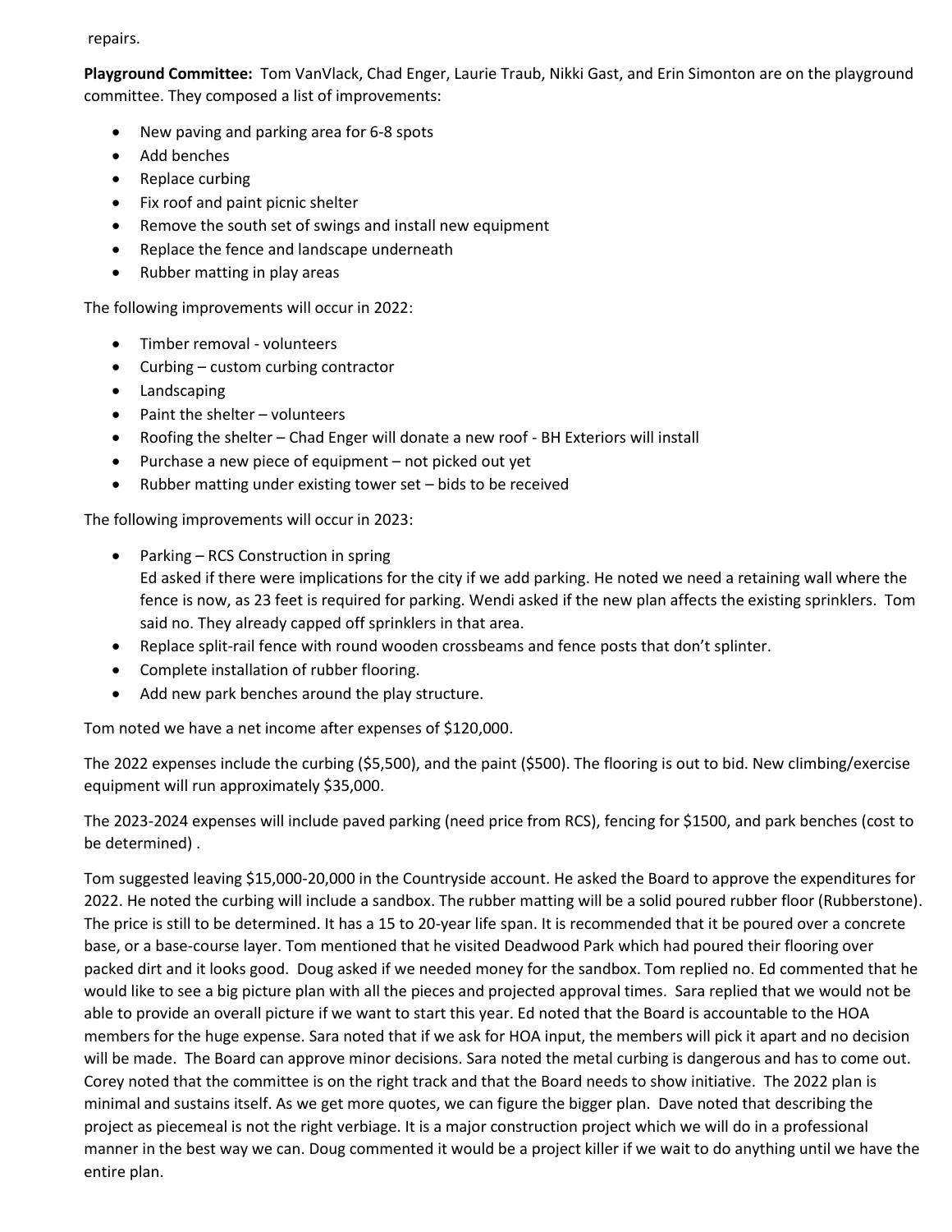repairs.

**Playground Committee:** Tom VanVlack, Chad Enger, Laurie Traub, Nikki Gast, and Erin Simonton are on the playground committee. They composed a list of improvements:

- New paving and parking area for 6-8 spots
- Add benches
- Replace curbing
- Fix roof and paint picnic shelter
- Remove the south set of swings and install new equipment
- Replace the fence and landscape underneath
- Rubber matting in play areas

The following improvements will occur in 2022:

- Timber removal - volunteers
- Curbing – custom curbing contractor
- Landscaping
- Paint the shelter – volunteers
- Roofing the shelter – Chad Enger will donate a new roof - BH Exteriors will install
- Purchase a new piece of equipment – not picked out yet
- Rubber matting under existing tower set – bids to be received

The following improvements will occur in 2023:

- Parking – RCS Construction in spring
  Ed asked if there were implications for the city if we add parking. He noted we need a retaining wall where the fence is now, as 23 feet is required for parking. Wendi asked if the new plan affects the existing sprinklers. Tom said no. They already capped off sprinklers in that area.
- Replace split-rail fence with round wooden crossbeams and fence posts that don't splinter.
- Complete installation of rubber flooring.
- Add new park benches around the play structure.

Tom noted we have a net income after expenses of $120,000.

The 2022 expenses include the curbing ($5,500), and the paint ($500). The flooring is out to bid. New climbing/exercise equipment will run approximately $35,000.

The 2023-2024 expenses will include paved parking (need price from RCS), fencing for $1500, and park benches (cost to be determined) .

Tom suggested leaving $15,000-20,000 in the Countryside account. He asked the Board to approve the expenditures for 2022. He noted the curbing will include a sandbox. The rubber matting will be a solid poured rubber floor (Rubberstone). The price is still to be determined. It has a 15 to 20-year life span. It is recommended that it be poured over a concrete base, or a base-course layer. Tom mentioned that he visited Deadwood Park which had poured their flooring over packed dirt and it looks good. Doug asked if we needed money for the sandbox. Tom replied no. Ed commented that he would like to see a big picture plan with all the pieces and projected approval times. Sara replied that we would not be able to provide an overall picture if we want to start this year. Ed noted that the Board is accountable to the HOA members for the huge expense. Sara noted that if we ask for HOA input, the members will pick it apart and no decision will be made. The Board can approve minor decisions. Sara noted the metal curbing is dangerous and has to come out. Corey noted that the committee is on the right track and that the Board needs to show initiative. The 2022 plan is minimal and sustains itself. As we get more quotes, we can figure the bigger plan. Dave noted that describing the project as piecemeal is not the right verbiage. It is a major construction project which we will do in a professional manner in the best way we can. Doug commented it would be a project killer if we wait to do anything until we have the entire plan.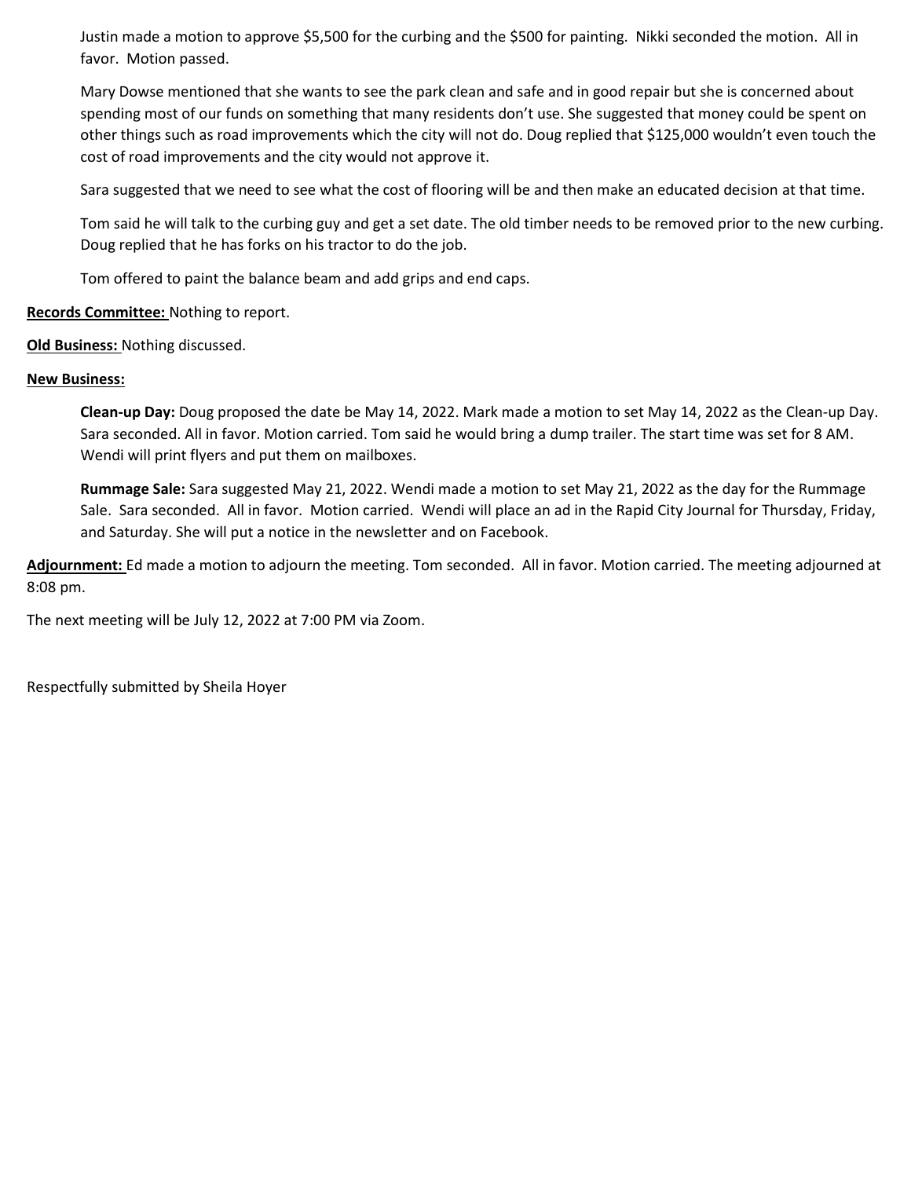Justin made a motion to approve $5,500 for the curbing and the $500 for painting. Nikki seconded the motion. All in favor. Motion passed.

Mary Dowse mentioned that she wants to see the park clean and safe and in good repair but she is concerned about spending most of our funds on something that many residents don't use. She suggested that money could be spent on other things such as road improvements which the city will not do. Doug replied that $125,000 wouldn't even touch the cost of road improvements and the city would not approve it.

Sara suggested that we need to see what the cost of flooring will be and then make an educated decision at that time.

Tom said he will talk to the curbing guy and get a set date. The old timber needs to be removed prior to the new curbing. Doug replied that he has forks on his tractor to do the job.

Tom offered to paint the balance beam and add grips and end caps.

**Records Committee:** Nothing to report.

**Old Business:** Nothing discussed.

**New Business:**

**Clean-up Day:** Doug proposed the date be May 14, 2022. Mark made a motion to set May 14, 2022 as the Clean-up Day. Sara seconded. All in favor. Motion carried. Tom said he would bring a dump trailer. The start time was set for 8 AM. Wendi will print flyers and put them on mailboxes.

**Rummage Sale:** Sara suggested May 21, 2022. Wendi made a motion to set May 21, 2022 as the day for the Rummage Sale. Sara seconded. All in favor. Motion carried. Wendi will place an ad in the Rapid City Journal for Thursday, Friday, and Saturday. She will put a notice in the newsletter and on Facebook.

**Adjournment:** Ed made a motion to adjourn the meeting. Tom seconded. All in favor. Motion carried. The meeting adjourned at 8:08 pm.

The next meeting will be July 12, 2022 at 7:00 PM via Zoom.

Respectfully submitted by Sheila Hoyer